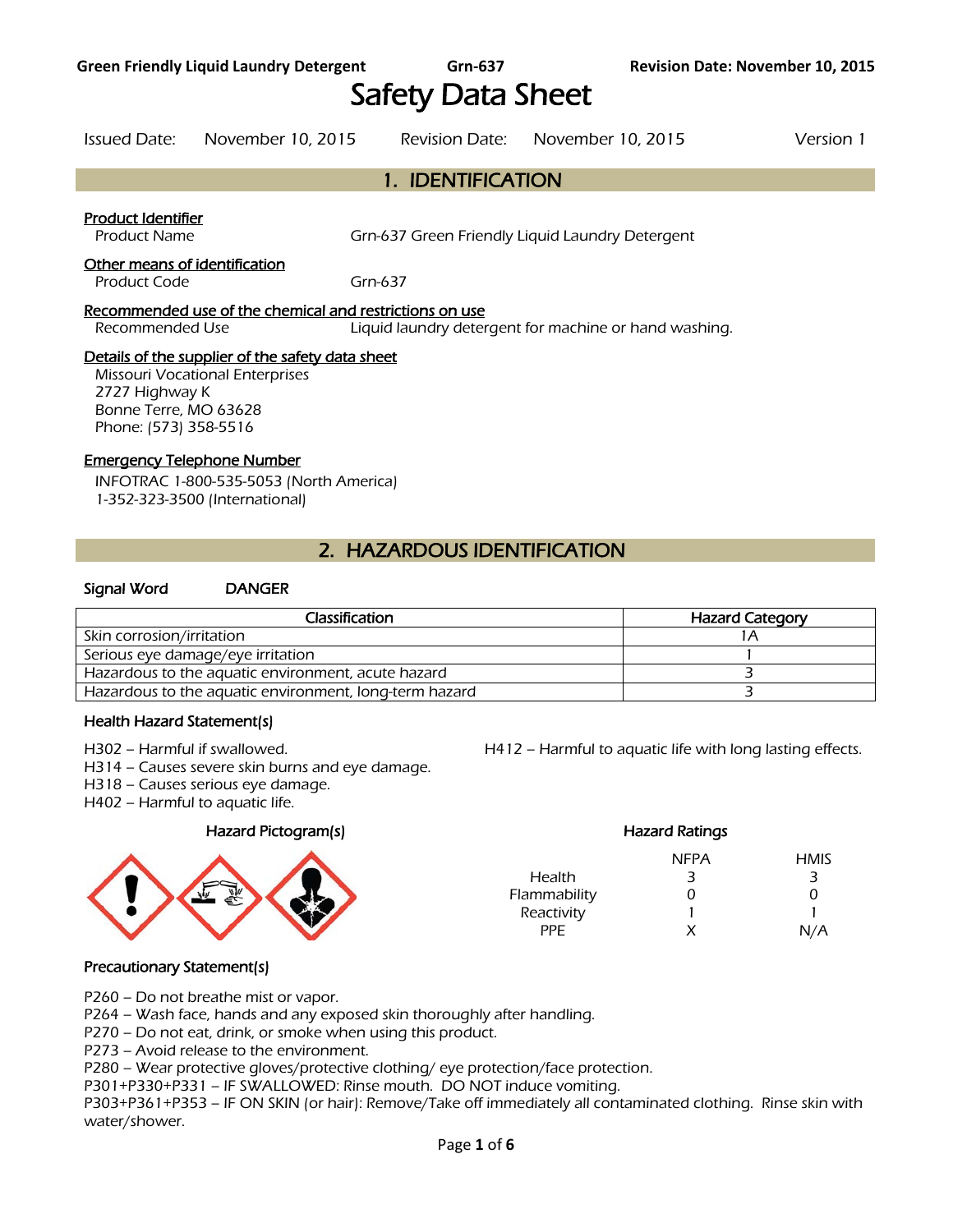# Safety Data Sheet

Issued Date: November 10, 2015 Revision Date: November 10, 2015 Version 1

## 1. IDENTIFICATION

**Product Identifier**

Product Name: Grn-637 Green Friendly Liquid Laundry Detergent

**Other means of identification**

Product Code: Grn-637

**Recommended use of the chemical and restrictions on use**

Recommended Use: Liquid laundry detergent for machine or hand washing.

**Details of the supplier of the safety data sheet**

Missouri Vocational Enterprises
2727 Highway K
Bonne Terre, MO 63628
Phone: (573) 358-5516

**Emergency Telephone Number**

INFOTRAC 1-800-535-5053 (North America)
1-352-323-3500 (International)

## 2. HAZARDOUS IDENTIFICATION

**Signal Word** DANGER

| Classification | Hazard Category |
| --- | --- |
| Skin corrosion/irritation | 1A |
| Serious eye damage/eye irritation | 1 |
| Hazardous to the aquatic environment, acute hazard | 3 |
| Hazardous to the aquatic environment, long-term hazard | 3 |

**Health Hazard Statement(s)**

H302 – Harmful if swallowed.
H314 – Causes severe skin burns and eye damage.
H318 – Causes serious eye damage.
H402 – Harmful to aquatic life.
H412 – Harmful to aquatic life with long lasting effects.

**Hazard Pictogram(s)**

**Hazard Ratings**

| | NFPA | HMIS |
| --- | --- | --- |
| Health | 3 | 3 |
| Flammability | 0 | 0 |
| Reactivity | 1 | 1 |
| PPE | X | N/A |

**Precautionary Statement(s)**

P260 – Do not breathe mist or vapor.
P264 – Wash face, hands and any exposed skin thoroughly after handling.
P270 – Do not eat, drink, or smoke when using this product.
P273 – Avoid release to the environment.
P280 – Wear protective gloves/protective clothing/ eye protection/face protection.
P301+P330+P331 – IF SWALLOWED: Rinse mouth. DO NOT induce vomiting.
P303+P361+P353 – IF ON SKIN (or hair): Remove/Take off immediately all contaminated clothing. Rinse skin with water/shower.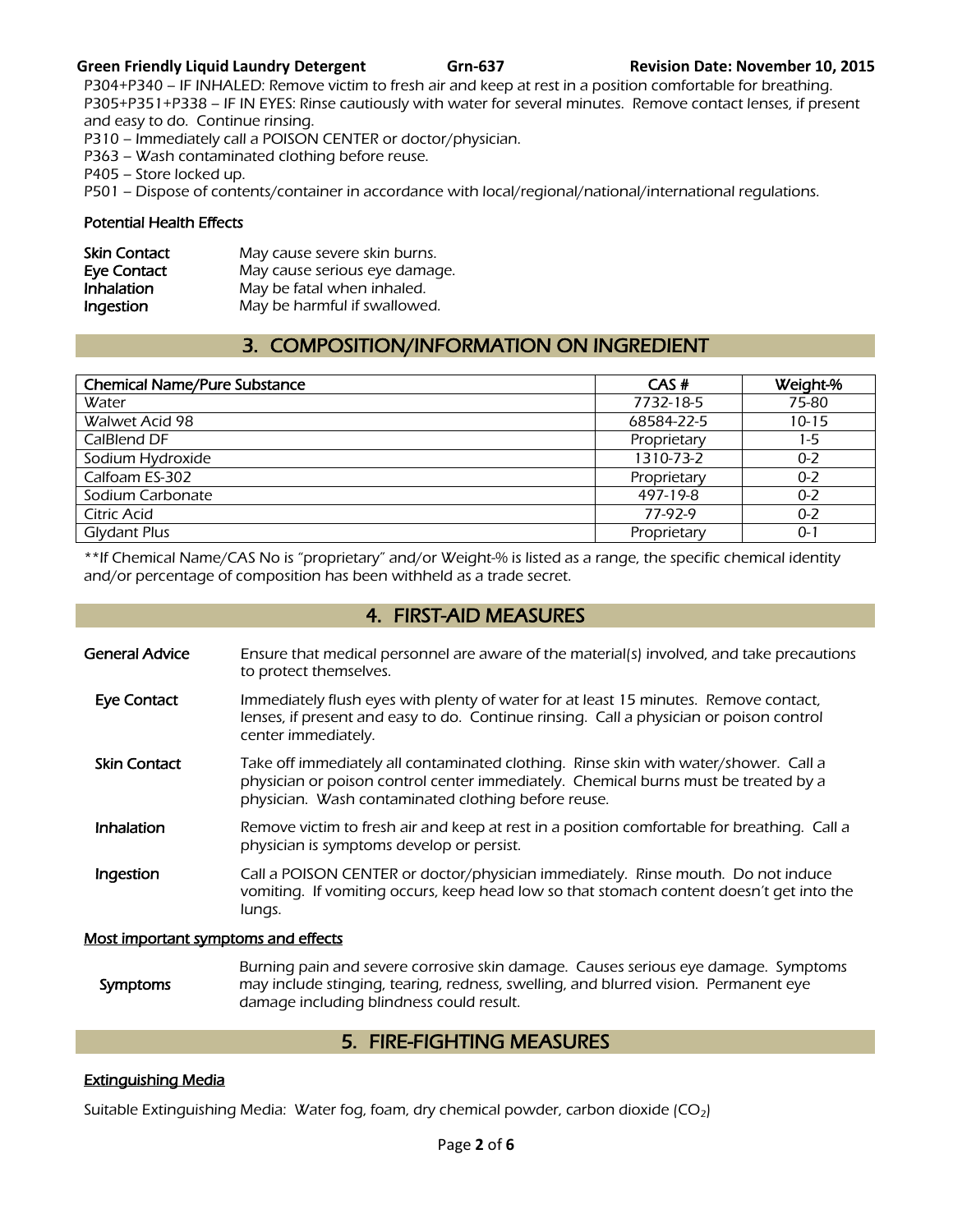P304+P340 – IF INHALED: Remove victim to fresh air and keep at rest in a position comfortable for breathing.
P305+P351+P338 – IF IN EYES: Rinse cautiously with water for several minutes. Remove contact lenses, if present and easy to do. Continue rinsing.
P310 – Immediately call a POISON CENTER or doctor/physician.
P363 – Wash contaminated clothing before reuse.
P405 – Store locked up.
P501 – Dispose of contents/container in accordance with local/regional/national/international regulations.

**Potential Health Effects**

| | |
|---|---|
| **Skin Contact** | May cause severe skin burns. |
| **Eye Contact** | May cause serious eye damage. |
| **Inhalation** | May be fatal when inhaled. |
| **Ingestion** | May be harmful if swallowed. |

## 3. COMPOSITION/INFORMATION ON INGREDIENT

| Chemical Name/Pure Substance | CAS # | Weight-% |
|---|---|---|
| Water | 7732-18-5 | 75-80 |
| Walwet Acid 98 | 68584-22-5 | 10-15 |
| CalBlend DF | Proprietary | 1-5 |
| Sodium Hydroxide | 1310-73-2 | 0-2 |
| Calfoam ES-302 | Proprietary | 0-2 |
| Sodium Carbonate | 497-19-8 | 0-2 |
| Citric Acid | 77-92-9 | 0-2 |
| Glydant Plus | Proprietary | 0-1 |

**If Chemical Name/CAS No is "proprietary" and/or Weight-% is listed as a range, the specific chemical identity and/or percentage of composition has been withheld as a trade secret.

## 4. FIRST-AID MEASURES

**General Advice** Ensure that medical personnel are aware of the material(s) involved, and take precautions to protect themselves.

**Eye Contact** Immediately flush eyes with plenty of water for at least 15 minutes. Remove contact, lenses, if present and easy to do. Continue rinsing. Call a physician or poison control center immediately.

**Skin Contact** Take off immediately all contaminated clothing. Rinse skin with water/shower. Call a physician or poison control center immediately. Chemical burns must be treated by a physician. Wash contaminated clothing before reuse.

**Inhalation** Remove victim to fresh air and keep at rest in a position comfortable for breathing. Call a physician is symptoms develop or persist.

**Ingestion** Call a POISON CENTER or doctor/physician immediately. Rinse mouth. Do not induce vomiting. If vomiting occurs, keep head low so that stomach content doesn't get into the lungs.

**Most important symptoms and effects**

**Symptoms** Burning pain and severe corrosive skin damage. Causes serious eye damage. Symptoms may include stinging, tearing, redness, swelling, and blurred vision. Permanent eye damage including blindness could result.

## 5. FIRE-FIGHTING MEASURES

**Extinguishing Media**

Suitable Extinguishing Media: Water fog, foam, dry chemical powder, carbon dioxide ($CO_2$)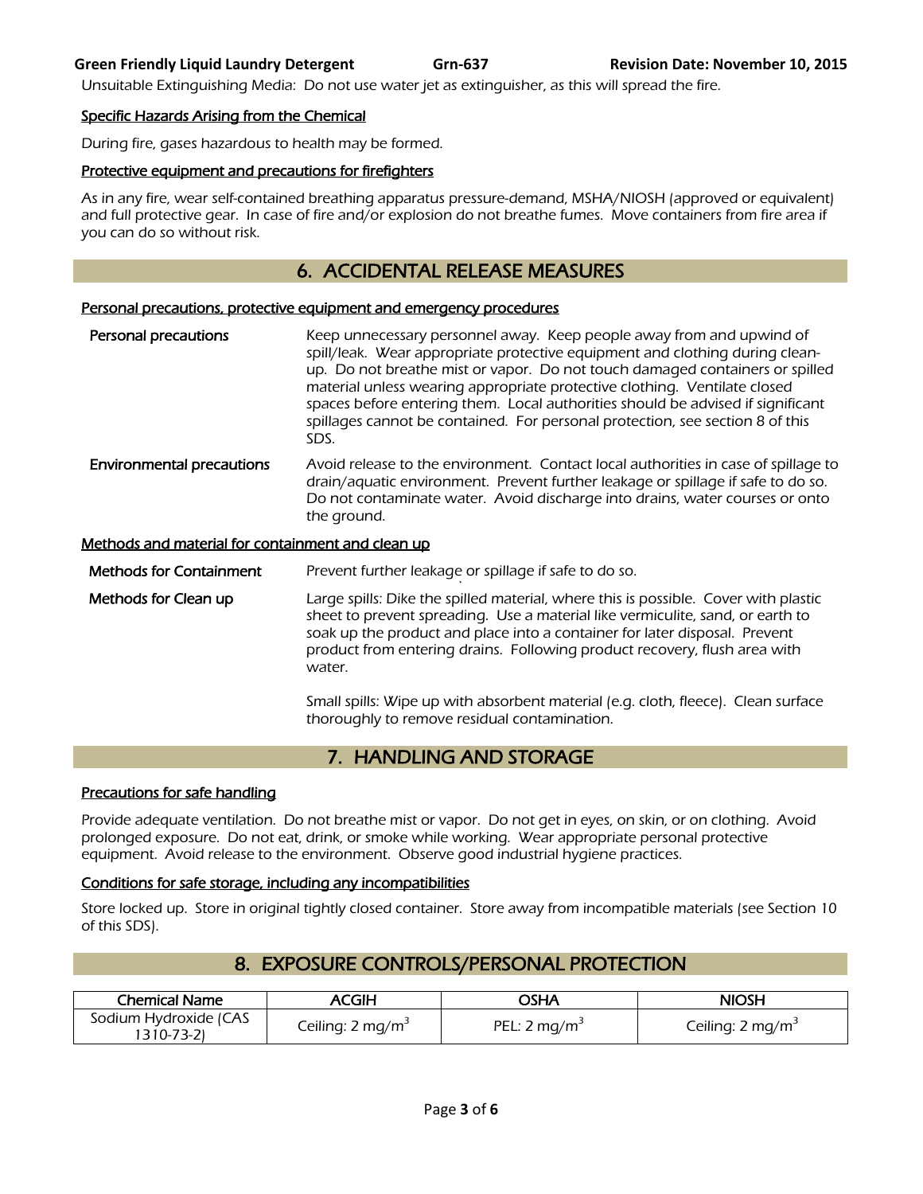Unsuitable Extinguishing Media: Do not use water jet as extinguisher, as this will spread the fire.

**Specific Hazards Arising from the Chemical**

During fire, gases hazardous to health may be formed.

**Protective equipment and precautions for firefighters**

As in any fire, wear self-contained breathing apparatus pressure-demand, MSHA/NIOSH (approved or equivalent) and full protective gear. In case of fire and/or explosion do not breathe fumes. Move containers from fire area if you can do so without risk.

## 6. ACCIDENTAL RELEASE MEASURES

**Personal precautions, protective equipment and emergency procedures**

**Personal precautions**
Keep unnecessary personnel away. Keep people away from and upwind of spill/leak. Wear appropriate protective equipment and clothing during clean-up. Do not breathe mist or vapor. Do not touch damaged containers or spilled material unless wearing appropriate protective clothing. Ventilate closed spaces before entering them. Local authorities should be advised if significant spillages cannot be contained. For personal protection, see section 8 of this SDS.

**Environmental precautions**
Avoid release to the environment. Contact local authorities in case of spillage to drain/aquatic environment. Prevent further leakage or spillage if safe to do so. Do not contaminate water. Avoid discharge into drains, water courses or onto the ground.

**Methods and material for containment and clean up**

**Methods for Containment**
Prevent further leakage or spillage if safe to do so.

**Methods for Clean up**
Large spills: Dike the spilled material, where this is possible. Cover with plastic sheet to prevent spreading. Use a material like vermiculite, sand, or earth to soak up the product and place into a container for later disposal. Prevent product from entering drains. Following product recovery, flush area with water.

Small spills: Wipe up with absorbent material (e.g. cloth, fleece). Clean surface thoroughly to remove residual contamination.

## 7. HANDLING AND STORAGE

**Precautions for safe handling**

Provide adequate ventilation. Do not breathe mist or vapor. Do not get in eyes, on skin, or on clothing. Avoid prolonged exposure. Do not eat, drink, or smoke while working. Wear appropriate personal protective equipment. Avoid release to the environment. Observe good industrial hygiene practices.

**Conditions for safe storage, including any incompatibilities**

Store locked up. Store in original tightly closed container. Store away from incompatible materials (see Section 10 of this SDS).

## 8. EXPOSURE CONTROLS/PERSONAL PROTECTION

| Chemical Name | ACGIH | OSHA | NIOSH |
|---|---|---|---|
| Sodium Hydroxide (CAS 1310-73-2) | Ceiling: 2 $mg/m^3$ | PEL: 2 $mg/m^3$ | Ceiling: 2 $mg/m^3$ |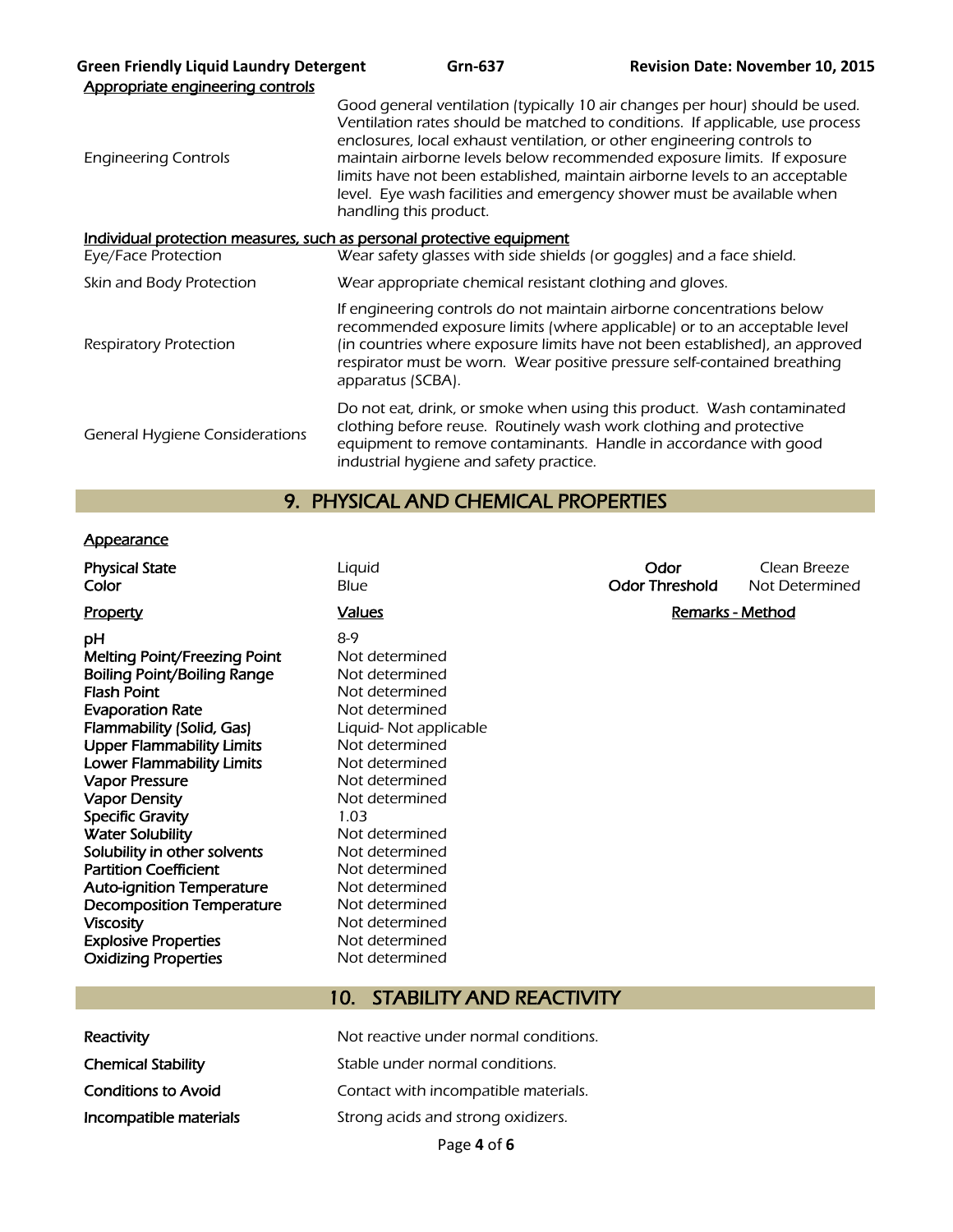Appropriate engineering controls

| | |
|---|---|
| Engineering Controls | Good general ventilation (typically 10 air changes per hour) should be used. Ventilation rates should be matched to conditions. If applicable, use process enclosures, local exhaust ventilation, or other engineering controls to maintain airborne levels below recommended exposure limits. If exposure limits have not been established, maintain airborne levels to an acceptable level. Eye wash facilities and emergency shower must be available when handling this product. |

Individual protection measures, such as personal protective equipment

| | |
|---|---|
| Eye/Face Protection | Wear safety glasses with side shields (or goggles) and a face shield. |
| Skin and Body Protection | Wear appropriate chemical resistant clothing and gloves. |
| Respiratory Protection | If engineering controls do not maintain airborne concentrations below recommended exposure limits (where applicable) or to an acceptable level (in countries where exposure limits have not been established), an approved respirator must be worn. Wear positive pressure self-contained breathing apparatus (SCBA). |
| General Hygiene Considerations | Do not eat, drink, or smoke when using this product. Wash contaminated clothing before reuse. Routinely wash work clothing and protective equipment to remove contaminants. Handle in accordance with good industrial hygiene and safety practice. |

## 9. PHYSICAL AND CHEMICAL PROPERTIES

Appearance

| | | | |
|---|---|---|---|
| **Physical State** | Liquid | **Odor** | Clean Breeze |
| **Color** | Blue | **Odor Threshold** | Not Determined |

| Property | Values | Remarks - Method |
|---|---|---|
| **pH** | 8-9 | |
| **Melting Point/Freezing Point** | Not determined | |
| **Boiling Point/Boiling Range** | Not determined | |
| **Flash Point** | Not determined | |
| **Evaporation Rate** | Not determined | |
| **Flammability (Solid, Gas)** | Liquid- Not applicable | |
| **Upper Flammability Limits** | Not determined | |
| **Lower Flammability Limits** | Not determined | |
| **Vapor Pressure** | Not determined | |
| **Vapor Density** | Not determined | |
| **Specific Gravity** | 1.03 | |
| **Water Solubility** | Not determined | |
| **Solubility in other solvents** | Not determined | |
| **Partition Coefficient** | Not determined | |
| **Auto-ignition Temperature** | Not determined | |
| **Decomposition Temperature** | Not determined | |
| **Viscosity** | Not determined | |
| **Explosive Properties** | Not determined | |
| **Oxidizing Properties** | Not determined | |

## 10. STABILITY AND REACTIVITY

| | |
|---|---|
| **Reactivity** | Not reactive under normal conditions. |
| **Chemical Stability** | Stable under normal conditions. |
| **Conditions to Avoid** | Contact with incompatible materials. |
| **Incompatible materials** | Strong acids and strong oxidizers. |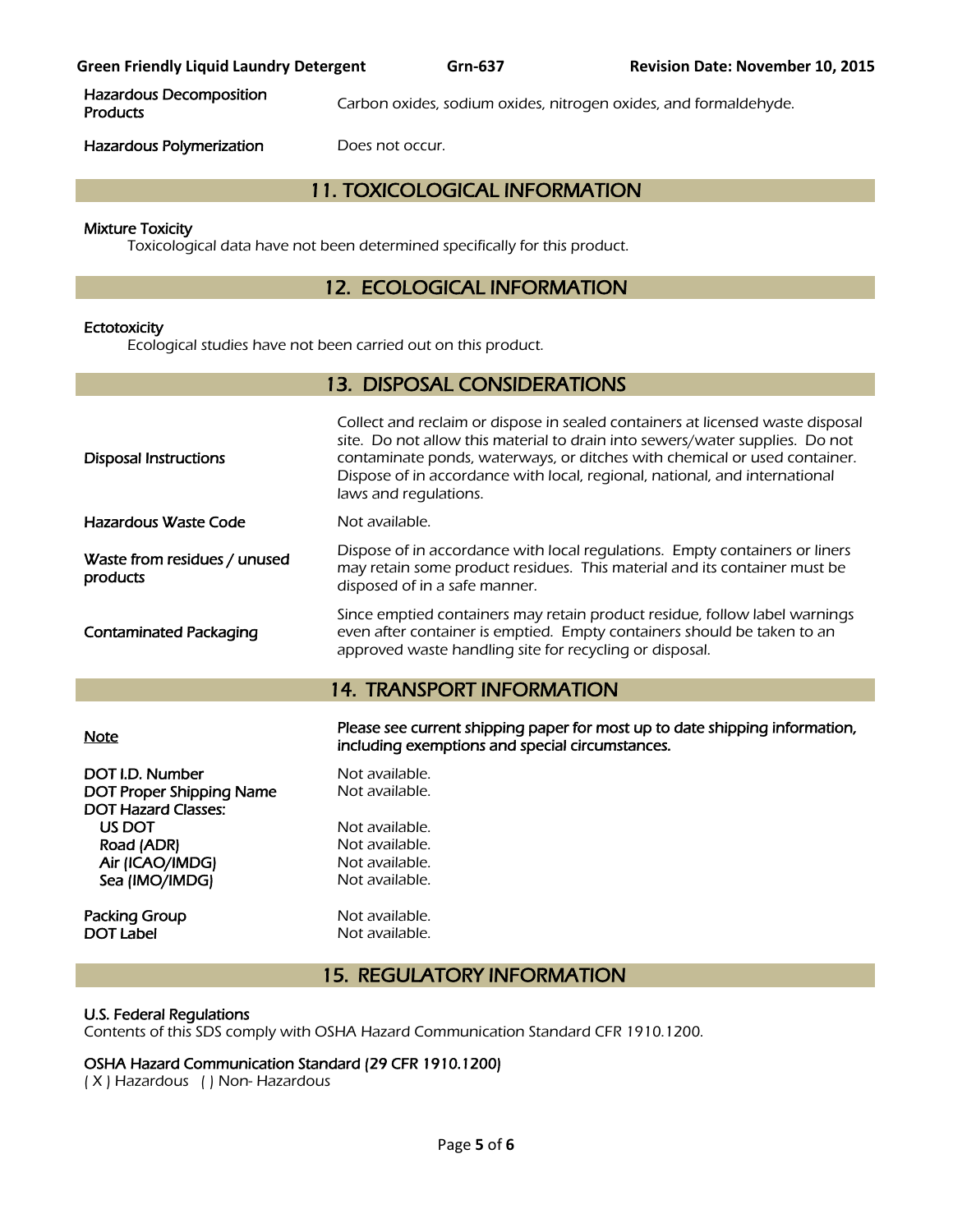| | |
|---|---|
| Hazardous Decomposition Products | Carbon oxides, sodium oxides, nitrogen oxides, and formaldehyde. |
| Hazardous Polymerization | Does not occur. |

## 11. TOXICOLOGICAL INFORMATION

**Mixture Toxicity**

Toxicological data have not been determined specifically for this product.

## 12. ECOLOGICAL INFORMATION

**Ectotoxicity**

Ecological studies have not been carried out on this product.

## 13. DISPOSAL CONSIDERATIONS

| | |
|---|---|
| Disposal Instructions | Collect and reclaim or dispose in sealed containers at licensed waste disposal site. Do not allow this material to drain into sewers/water supplies. Do not contaminate ponds, waterways, or ditches with chemical or used container. Dispose of in accordance with local, regional, national, and international laws and regulations. |
| Hazardous Waste Code | Not available. |
| Waste from residues / unused products | Dispose of in accordance with local regulations. Empty containers or liners may retain some product residues. This material and its container must be disposed of in a safe manner. |
| Contaminated Packaging | Since emptied containers may retain product residue, follow label warnings even after container is emptied. Empty containers should be taken to an approved waste handling site for recycling or disposal. |

## 14. TRANSPORT INFORMATION

| | |
|---|---|
| Note | **Please see current shipping paper for most up to date shipping information, including exemptions and special circumstances.** |
| DOT I.D. Number | Not available. |
| DOT Proper Shipping Name | Not available. |
| DOT Hazard Classes: | |
| US DOT | Not available. |
| Road (ADR) | Not available. |
| Air (ICAO/IMDG) | Not available. |
| Sea (IMO/IMDG) | Not available. |
| Packing Group | Not available. |
| DOT Label | Not available. |

## 15. REGULATORY INFORMATION

**U.S. Federal Regulations**

Contents of this SDS comply with OSHA Hazard Communication Standard CFR 1910.1200.

**OSHA Hazard Communication Standard (29 CFR 1910.1200)**

( X ) Hazardous ( ) Non- Hazardous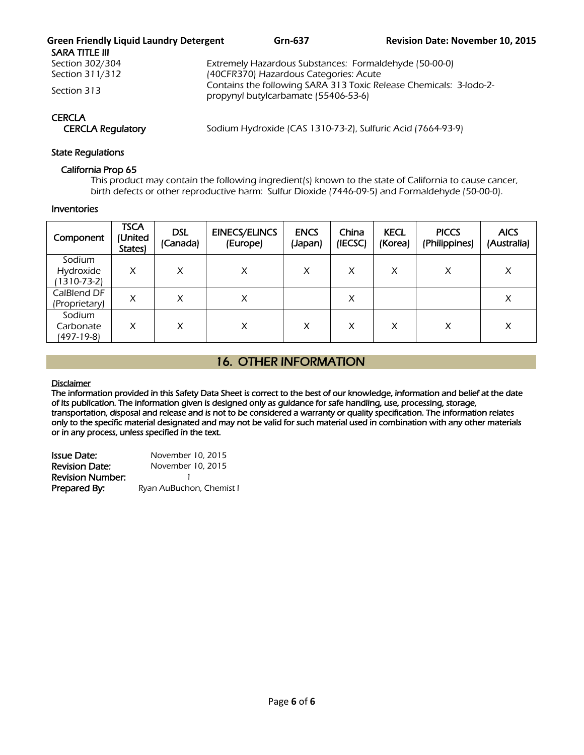### SARA TITLE III

| | |
|---|---|
| Section 302/304 | Extremely Hazardous Substances: Formaldehyde (50-00-0) |
| Section 311/312 | (40CFR370) Hazardous Categories: Acute |
| Section 313 | Contains the following SARA 313 Toxic Release Chemicals: 3-Iodo-2-propynyl butylcarbamate (55406-53-6) |

### CERCLA

| | |
|---|---|
| CERCLA Regulatory | Sodium Hydroxide (CAS 1310-73-2), Sulfuric Acid (7664-93-9) |

### State Regulations

#### California Prop 65

*This product may contain the following ingredient(s) known to the state of California to cause cancer, birth defects or other reproductive harm: Sulfur Dioxide (7446-09-5) and Formaldehyde (50-00-0).*

### Inventories

| Component | TSCA (United States) | DSL (Canada) | EINECS/ELINCS (Europe) | ENCS (Japan) | China (IECSC) | KECL (Korea) | PICCS (Philippines) | AICS (Australia) |
|---|---|---|---|---|---|---|---|---|
| Sodium Hydroxide (1310-73-2) | X | X | X | X | X | X | X | X |
| CalBlend DF (Proprietary) | X | X | X | | X | | | X |
| Sodium Carbonate (497-19-8) | X | X | X | X | X | X | X | X |

## 16. OTHER INFORMATION

<u>Disclaimer</u>

**The information provided in this Safety Data Sheet is correct to the best of our knowledge, information and belief at the date of its publication. The information given is designed only as guidance for safe handling, use, processing, storage, transportation, disposal and release and is not to be considered a warranty or quality specification. The information relates only to the specific material designated and may not be valid for such material used in combination with any other materials or in any process, unless specified in the text.**

| | |
|---|---|
| **Issue Date:** | November 10, 2015 |
| **Revision Date:** | November 10, 2015 |
| **Revision Number:** | 1 |
| **Prepared By:** | Ryan AuBuchon, Chemist I |